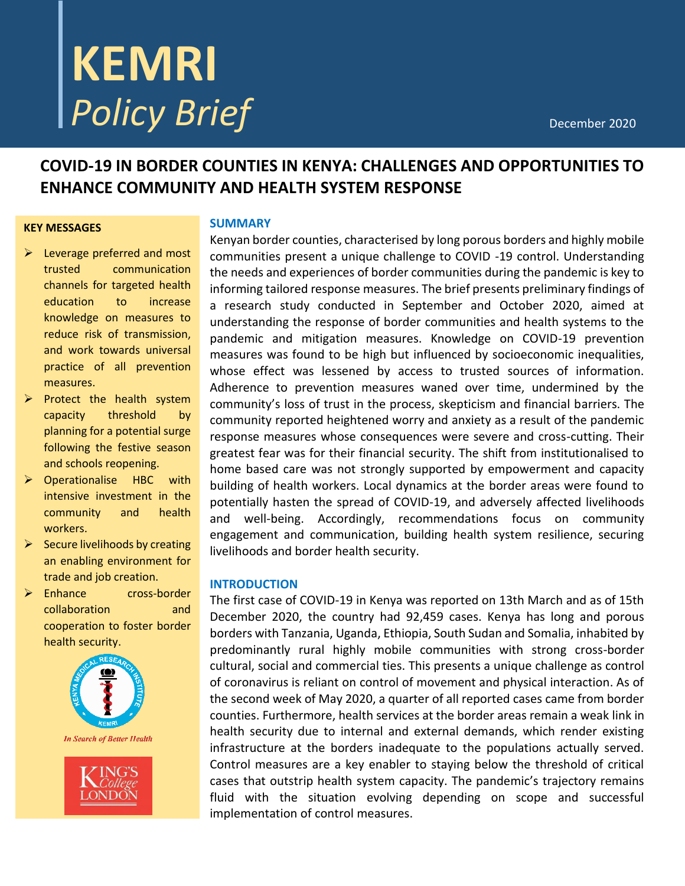# KEMRI *Policy Brief*

December 2020

## COVID-19 IN BORDER COUNTIES IN KENYA: CHALLENGES AND OPPORTUNITIES TO ENHANCE COMMUNITY AND HEALTH SYSTEM RESPONSE

### KEY MESSAGES

- Leverage preferred and most trusted communication channels for targeted health education to increase knowledge on measures to reduce risk of transmission, and work towards universal practice of all prevention measures.
- Protect the health system capacity threshold by planning for a potential surge following the festive season and schools reopening.
- Operationalise HBC with intensive investment in the community and health workers.
- Secure livelihoods by creating an enabling environment for trade and job creation.
- Enhance cross-border collaboration and cooperation to foster border health security.

*In Search of Better Health*

### SUMMARY

Kenyan border counties, characterised by long porous borders and highly mobile communities present a unique challenge to COVID -19 control. Understanding the needs and experiences of border communities during the pandemic is key to informing tailored response measures. The brief presents preliminary findings of a research study conducted in September and October 2020, aimed at understanding the response of border communities and health systems to the pandemic and mitigation measures. Knowledge on COVID-19 prevention measures was found to be high but influenced by socioeconomic inequalities, whose effect was lessened by access to trusted sources of information. Adherence to prevention measures waned over time, undermined by the community's loss of trust in the process, skepticism and financial barriers. The community reported heightened worry and anxiety as a result of the pandemic response measures whose consequences were severe and cross-cutting. Their greatest fear was for their financial security. The shift from institutionalised to home based care was not strongly supported by empowerment and capacity building of health workers. Local dynamics at the border areas were found to potentially hasten the spread of COVID-19, and adversely affected livelihoods and well-being. Accordingly, recommendations focus on community engagement and communication, building health system resilience, securing livelihoods and border health security.

### INTRODUCTION

The first case of COVID-19 in Kenya was reported on 13th March and as of 15th December 2020, the country had 92,459 cases. Kenya has long and porous borders with Tanzania, Uganda, Ethiopia, South Sudan and Somalia, inhabited by predominantly rural highly mobile communities with strong cross-border cultural, social and commercial ties. This presents a unique challenge as control of coronavirus is reliant on control of movement and physical interaction. As of the second week of May 2020, a quarter of all reported cases came from border counties. Furthermore, health services at the border areas remain a weak link in health security due to internal and external demands, which render existing infrastructure at the borders inadequate to the populations actually served. Control measures are a key enabler to staying below the threshold of critical cases that outstrip health system capacity. The pandemic's trajectory remains fluid with the situation evolving depending on scope and successful implementation of control measures.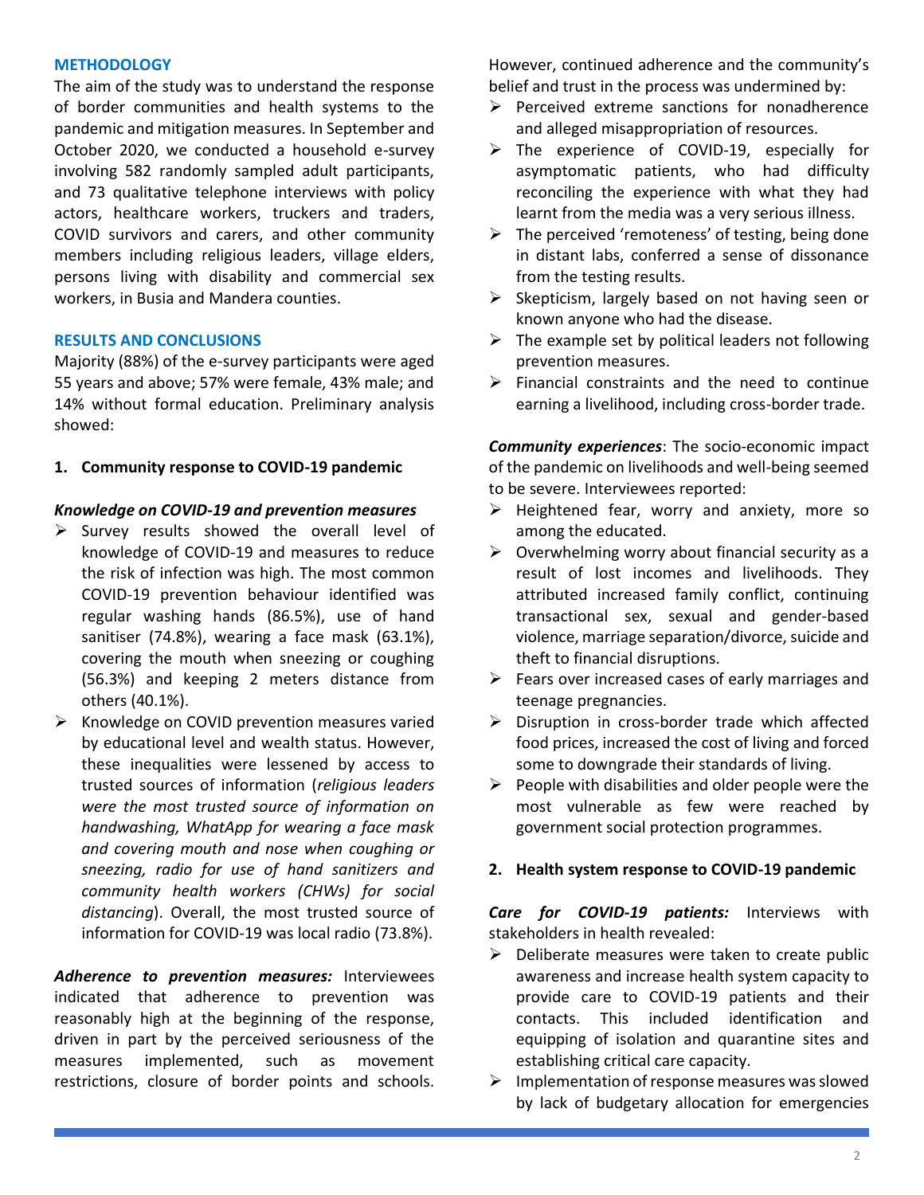## METHODOLOGY

The aim of the study was to understand the response of border communities and health systems to the pandemic and mitigation measures. In September and October 2020, we conducted a household e-survey involving 582 randomly sampled adult participants, and 73 qualitative telephone interviews with policy actors, healthcare workers, truckers and traders, COVID survivors and carers, and other community members including religious leaders, village elders, persons living with disability and commercial sex workers, in Busia and Mandera counties.

## RESULTS AND CONCLUSIONS

Majority (88%) of the e-survey participants were aged 55 years and above; 57% were female, 43% male; and 14% without formal education. Preliminary analysis showed:

### 1. Community response to COVID-19 pandemic

***Knowledge on COVID-19 and prevention measures***

- Survey results showed the overall level of knowledge of COVID-19 and measures to reduce the risk of infection was high. The most common COVID-19 prevention behaviour identified was regular washing hands (86.5%), use of hand sanitiser (74.8%), wearing a face mask (63.1%), covering the mouth when sneezing or coughing (56.3%) and keeping 2 meters distance from others (40.1%).
- Knowledge on COVID prevention measures varied by educational level and wealth status. However, these inequalities were lessened by access to trusted sources of information (*religious leaders were the most trusted source of information on handwashing, WhatApp for wearing a face mask and covering mouth and nose when coughing or sneezing, radio for use of hand sanitizers and community health workers (CHWs) for social distancing*). Overall, the most trusted source of information for COVID-19 was local radio (73.8%).

***Adherence to prevention measures:*** Interviewees indicated that adherence to prevention was reasonably high at the beginning of the response, driven in part by the perceived seriousness of the measures implemented, such as movement restrictions, closure of border points and schools. However, continued adherence and the community's belief and trust in the process was undermined by:

- Perceived extreme sanctions for nonadherence and alleged misappropriation of resources.
- The experience of COVID-19, especially for asymptomatic patients, who had difficulty reconciling the experience with what they had learnt from the media was a very serious illness.
- The perceived 'remoteness' of testing, being done in distant labs, conferred a sense of dissonance from the testing results.
- Skepticism, largely based on not having seen or known anyone who had the disease.
- The example set by political leaders not following prevention measures.
- Financial constraints and the need to continue earning a livelihood, including cross-border trade.

***Community experiences***: The socio-economic impact of the pandemic on livelihoods and well-being seemed to be severe. Interviewees reported:

- Heightened fear, worry and anxiety, more so among the educated.
- Overwhelming worry about financial security as a result of lost incomes and livelihoods. They attributed increased family conflict, continuing transactional sex, sexual and gender-based violence, marriage separation/divorce, suicide and theft to financial disruptions.
- Fears over increased cases of early marriages and teenage pregnancies.
- Disruption in cross-border trade which affected food prices, increased the cost of living and forced some to downgrade their standards of living.
- People with disabilities and older people were the most vulnerable as few were reached by government social protection programmes.

### 2. Health system response to COVID-19 pandemic

***Care for COVID-19 patients:*** Interviews with stakeholders in health revealed:

- Deliberate measures were taken to create public awareness and increase health system capacity to provide care to COVID-19 patients and their contacts. This included identification and equipping of isolation and quarantine sites and establishing critical care capacity.
- Implementation of response measures was slowed by lack of budgetary allocation for emergencies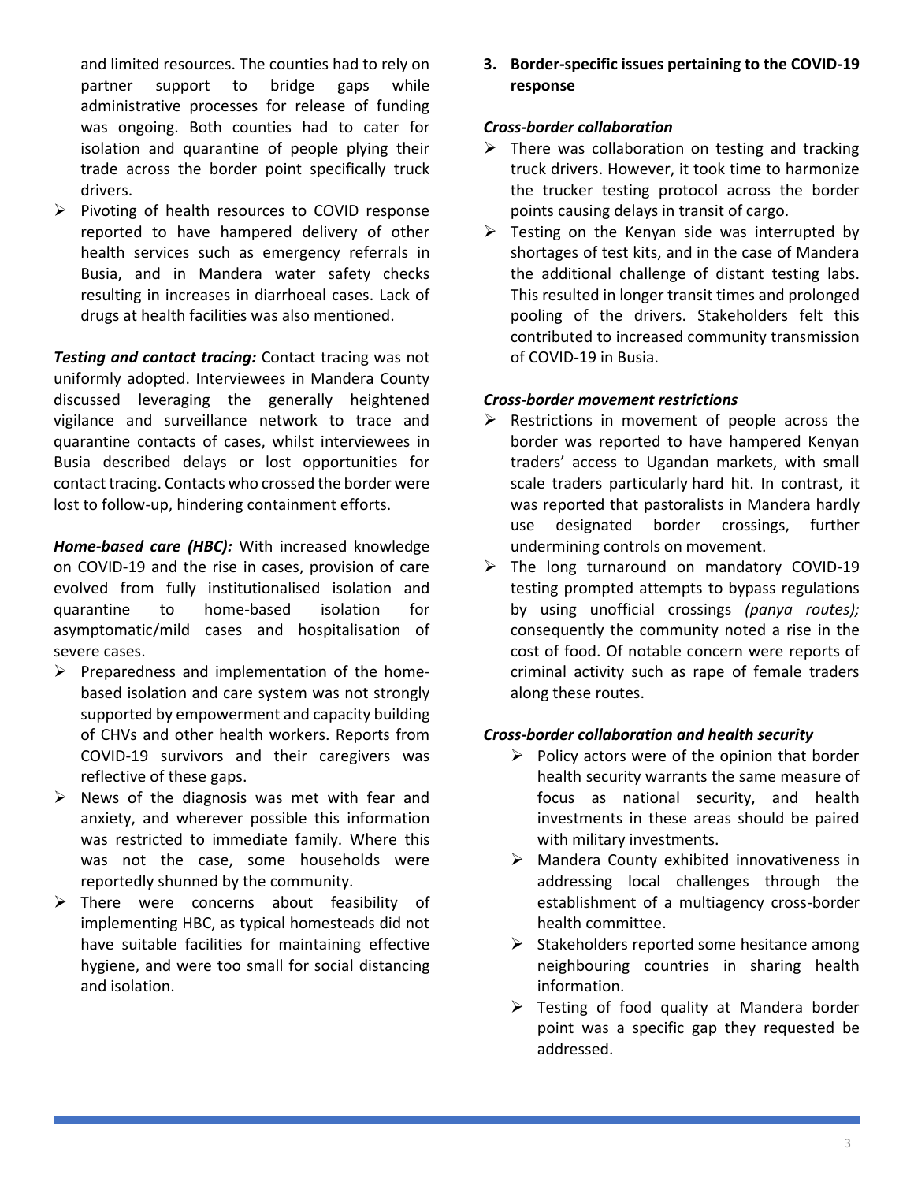and limited resources. The counties had to rely on partner support to bridge gaps while administrative processes for release of funding was ongoing. Both counties had to cater for isolation and quarantine of people plying their trade across the border point specifically truck drivers.

- Pivoting of health resources to COVID response reported to have hampered delivery of other health services such as emergency referrals in Busia, and in Mandera water safety checks resulting in increases in diarrhoeal cases. Lack of drugs at health facilities was also mentioned.

***Testing and contact tracing:*** Contact tracing was not uniformly adopted. Interviewees in Mandera County discussed leveraging the generally heightened vigilance and surveillance network to trace and quarantine contacts of cases, whilst interviewees in Busia described delays or lost opportunities for contact tracing. Contacts who crossed the border were lost to follow-up, hindering containment efforts.

***Home-based care (HBC):*** With increased knowledge on COVID-19 and the rise in cases, provision of care evolved from fully institutionalised isolation and quarantine to home-based isolation for asymptomatic/mild cases and hospitalisation of severe cases.

- Preparedness and implementation of the home-based isolation and care system was not strongly supported by empowerment and capacity building of CHVs and other health workers. Reports from COVID-19 survivors and their caregivers was reflective of these gaps.
- News of the diagnosis was met with fear and anxiety, and wherever possible this information was restricted to immediate family. Where this was not the case, some households were reportedly shunned by the community.
- There were concerns about feasibility of implementing HBC, as typical homesteads did not have suitable facilities for maintaining effective hygiene, and were too small for social distancing and isolation.

## 3. Border-specific issues pertaining to the COVID-19 response

***Cross-border collaboration***

- There was collaboration on testing and tracking truck drivers. However, it took time to harmonize the trucker testing protocol across the border points causing delays in transit of cargo.
- Testing on the Kenyan side was interrupted by shortages of test kits, and in the case of Mandera the additional challenge of distant testing labs. This resulted in longer transit times and prolonged pooling of the drivers. Stakeholders felt this contributed to increased community transmission of COVID-19 in Busia.

***Cross-border movement restrictions***

- Restrictions in movement of people across the border was reported to have hampered Kenyan traders' access to Ugandan markets, with small scale traders particularly hard hit. In contrast, it was reported that pastoralists in Mandera hardly use designated border crossings, further undermining controls on movement.
- The long turnaround on mandatory COVID-19 testing prompted attempts to bypass regulations by using unofficial crossings *(panya routes);* consequently the community noted a rise in the cost of food. Of notable concern were reports of criminal activity such as rape of female traders along these routes.

***Cross-border collaboration and health security***

- Policy actors were of the opinion that border health security warrants the same measure of focus as national security, and health investments in these areas should be paired with military investments.
- Mandera County exhibited innovativeness in addressing local challenges through the establishment of a multiagency cross-border health committee.
- Stakeholders reported some hesitance among neighbouring countries in sharing health information.
- Testing of food quality at Mandera border point was a specific gap they requested be addressed.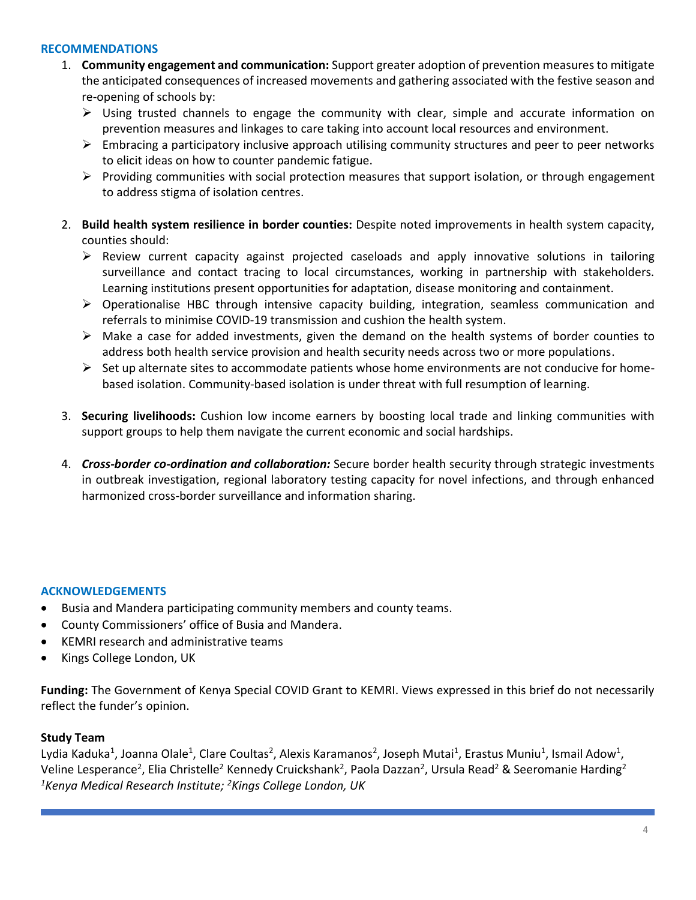## RECOMMENDATIONS

1. **Community engagement and communication:** Support greater adoption of prevention measures to mitigate the anticipated consequences of increased movements and gathering associated with the festive season and re-opening of schools by:
   - Using trusted channels to engage the community with clear, simple and accurate information on prevention measures and linkages to care taking into account local resources and environment.
   - Embracing a participatory inclusive approach utilising community structures and peer to peer networks to elicit ideas on how to counter pandemic fatigue.
   - Providing communities with social protection measures that support isolation, or through engagement to address stigma of isolation centres.

2. **Build health system resilience in border counties:** Despite noted improvements in health system capacity, counties should:
   - Review current capacity against projected caseloads and apply innovative solutions in tailoring surveillance and contact tracing to local circumstances, working in partnership with stakeholders. Learning institutions present opportunities for adaptation, disease monitoring and containment.
   - Operationalise HBC through intensive capacity building, integration, seamless communication and referrals to minimise COVID-19 transmission and cushion the health system.
   - Make a case for added investments, given the demand on the health systems of border counties to address both health service provision and health security needs across two or more populations.
   - Set up alternate sites to accommodate patients whose home environments are not conducive for home-based isolation. Community-based isolation is under threat with full resumption of learning.

3. **Securing livelihoods:** Cushion low income earners by boosting local trade and linking communities with support groups to help them navigate the current economic and social hardships.

4. ***Cross-border co-ordination and collaboration:*** Secure border health security through strategic investments in outbreak investigation, regional laboratory testing capacity for novel infections, and through enhanced harmonized cross-border surveillance and information sharing.

## ACKNOWLEDGEMENTS

- Busia and Mandera participating community members and county teams.
- County Commissioners' office of Busia and Mandera.
- KEMRI research and administrative teams
- Kings College London, UK

**Funding:** The Government of Kenya Special COVID Grant to KEMRI. Views expressed in this brief do not necessarily reflect the funder's opinion.

**Study Team**

Lydia Kaduka[1], Joanna Olale[1], Clare Coultas[2], Alexis Karamanos[2], Joseph Mutai[1], Erastus Muniu[1], Ismail Adow[1], Veline Lesperance[2], Elia Christelle[2] Kennedy Cruickshank[2], Paola Dazzan[2], Ursula Read[2] & Seeromanie Harding[2]

*[1]Kenya Medical Research Institute; [2]Kings College London, UK*